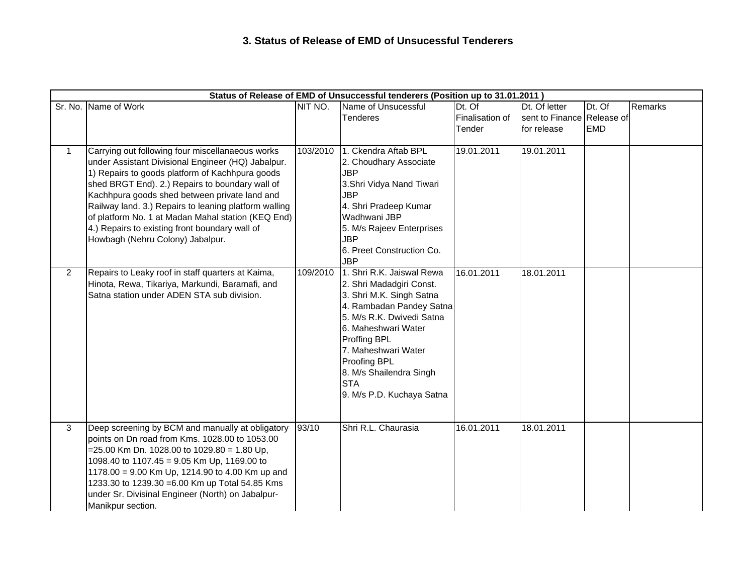### 3. Status of Release of EMD of Unsucessful Tenderers

| Status of Release of EMD of Unsuccessful tenderers (Position up to 31.01.2011 ) | | | | | | | |
|---|---|---|---|---|---|---|---|
| Sr. No. | Name of Work | NIT NO. | Name of Unsucessful Tenderes | Dt. Of Finalisation of Tender | Dt. Of letter sent to Finance for release | Dt. Of Release of EMD | Remarks |
| 1 | Carrying out following four miscellanaeous works under Assistant Divisional Engineer (HQ) Jabalpur. 1) Repairs to goods platform of Kachhpura goods shed BRGT End). 2.) Repairs to boundary wall of Kachhpura goods shed between private land and Railway land. 3.) Repairs to leaning platform walling of platform No. 1 at Madan Mahal station (KEQ End) 4.) Repairs to existing front boundary wall of Howbagh (Nehru Colony) Jabalpur. | 103/2010 | 1. Ckendra Aftab BPL<br>2. Choudhary Associate JBP<br>3.Shri Vidya Nand Tiwari JBP<br>4. Shri Pradeep Kumar Wadhwani JBP<br>5. M/s Rajeev Enterprises JBP<br>6. Preet Construction Co. JBP | 19.01.2011 | 19.01.2011 | | |
| 2 | Repairs to Leaky roof in staff quarters at Kaima, Hinota, Rewa, Tikariya, Markundi, Baramafi, and Satna station under ADEN STA sub division. | 109/2010 | 1. Shri R.K. Jaiswal Rewa<br>2. Shri Madadgiri Const.<br>3. Shri M.K. Singh Satna<br>4. Rambadan Pandey Satna<br>5. M/s R.K. Dwivedi Satna<br>6. Maheshwari Water Proffing BPL<br>7. Maheshwari Water Proofing BPL<br>8. M/s Shailendra Singh STA<br>9. M/s P.D. Kuchaya Satna | 16.01.2011 | 18.01.2011 | | |
| 3 | Deep screening by BCM and manually at obligatory points on Dn road from Kms. 1028.00 to 1053.00 =25.00 Km Dn. 1028.00 to 1029.80 = 1.80 Up, 1098.40 to 1107.45 = 9.05 Km Up, 1169.00 to 1178.00 = 9.00 Km Up, 1214.90 to 4.00 Km up and 1233.30 to 1239.30 =6.00 Km up Total 54.85 Kms under Sr. Divisinal Engineer (North) on Jabalpur-Manikpur section. | 93/10 | Shri R.L. Chaurasia | 16.01.2011 | 18.01.2011 | | |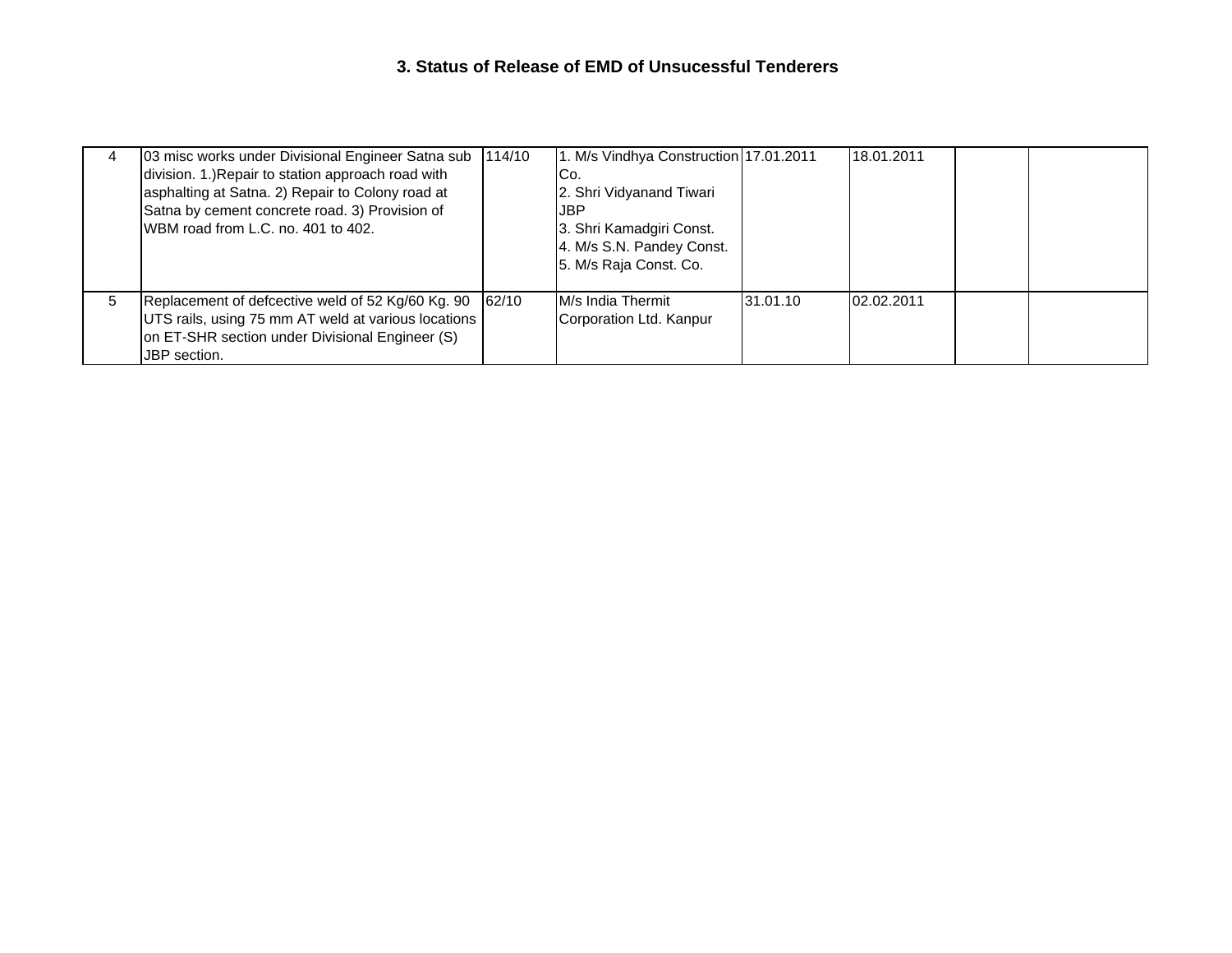### 3. Status of Release of EMD of Unsucessful Tenderers

| | | | | | | | |
|---|---|---|---|---|---|---|---|
| 4 | 03 misc works under Divisional Engineer Satna sub division. 1.)Repair to station approach road with asphalting at Satna. 2) Repair to Colony road at Satna by cement concrete road. 3) Provision of WBM road from L.C. no. 401 to 402. | 114/10 | 1. M/s Vindhya Construction Co.<br>2. Shri Vidyanand Tiwari JBP<br>3. Shri Kamadgiri Const.<br>4. M/s S.N. Pandey Const.<br>5. M/s Raja Const. Co. | 17.01.2011 | 18.01.2011 | | |
| 5 | Replacement of defcective weld of 52 Kg/60 Kg. 90 UTS rails, using 75 mm AT weld at various locations on ET-SHR section under Divisional Engineer (S) JBP section. | 62/10 | M/s India Thermit Corporation Ltd. Kanpur | 31.01.10 | 02.02.2011 | | |